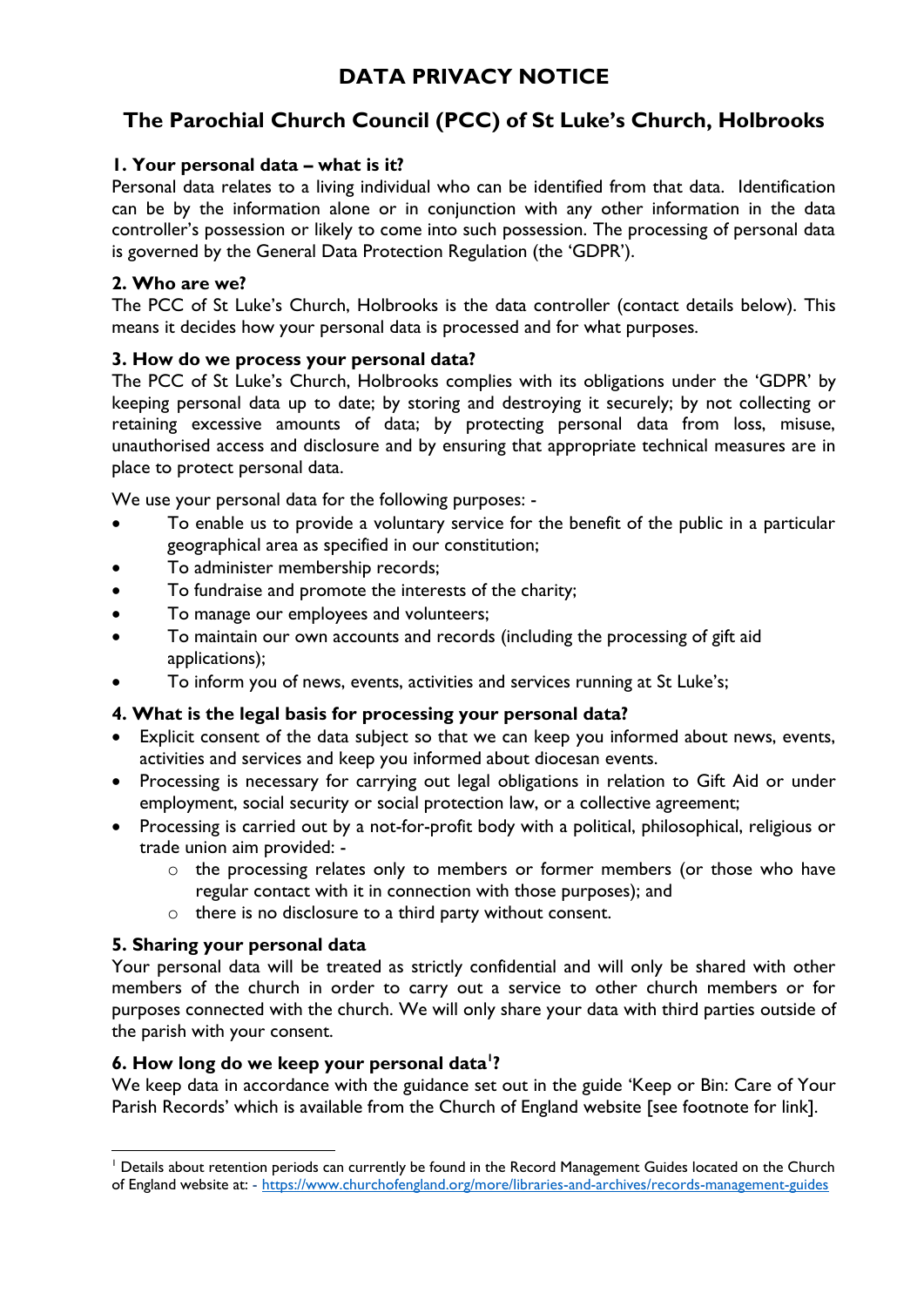# DATA PRIVACY NOTICE

## The Parochial Church Council (PCC) of St Luke's Church, Holbrooks

### 1. Your personal data – what is it?

Personal data relates to a living individual who can be identified from that data. Identification can be by the information alone or in conjunction with any other information in the data controller's possession or likely to come into such possession. The processing of personal data is governed by the General Data Protection Regulation (the 'GDPR').

### 2. Who are we?

The PCC of St Luke's Church, Holbrooks is the data controller (contact details below). This means it decides how your personal data is processed and for what purposes.

### 3. How do we process your personal data?

The PCC of St Luke's Church, Holbrooks complies with its obligations under the 'GDPR' by keeping personal data up to date; by storing and destroying it securely; by not collecting or retaining excessive amounts of data; by protecting personal data from loss, misuse, unauthorised access and disclosure and by ensuring that appropriate technical measures are in place to protect personal data.

We use your personal data for the following purposes: -

- To enable us to provide a voluntary service for the benefit of the public in a particular geographical area as specified in our constitution;
- To administer membership records;
- To fundraise and promote the interests of the charity;
- To manage our employees and volunteers;
- To maintain our own accounts and records (including the processing of gift aid applications);
- To inform you of news, events, activities and services running at St Luke's;

### 4. What is the legal basis for processing your personal data?

- Explicit consent of the data subject so that we can keep you informed about news, events, activities and services and keep you informed about diocesan events.
- Processing is necessary for carrying out legal obligations in relation to Gift Aid or under employment, social security or social protection law, or a collective agreement;
- Processing is carried out by a not-for-profit body with a political, philosophical, religious or trade union aim provided: -
  - the processing relates only to members or former members (or those who have regular contact with it in connection with those purposes); and
  - there is no disclosure to a third party without consent.

### 5. Sharing your personal data

Your personal data will be treated as strictly confidential and will only be shared with other members of the church in order to carry out a service to other church members or for purposes connected with the church. We will only share your data with third parties outside of the parish with your consent.

### 6. How long do we keep your personal data[1]?

We keep data in accordance with the guidance set out in the guide 'Keep or Bin: Care of Your Parish Records' which is available from the Church of England website [see footnote for link].

---

[1] Details about retention periods can currently be found in the Record Management Guides located on the Church of England website at: - https://www.churchofengland.org/more/libraries-and-archives/records-management-guides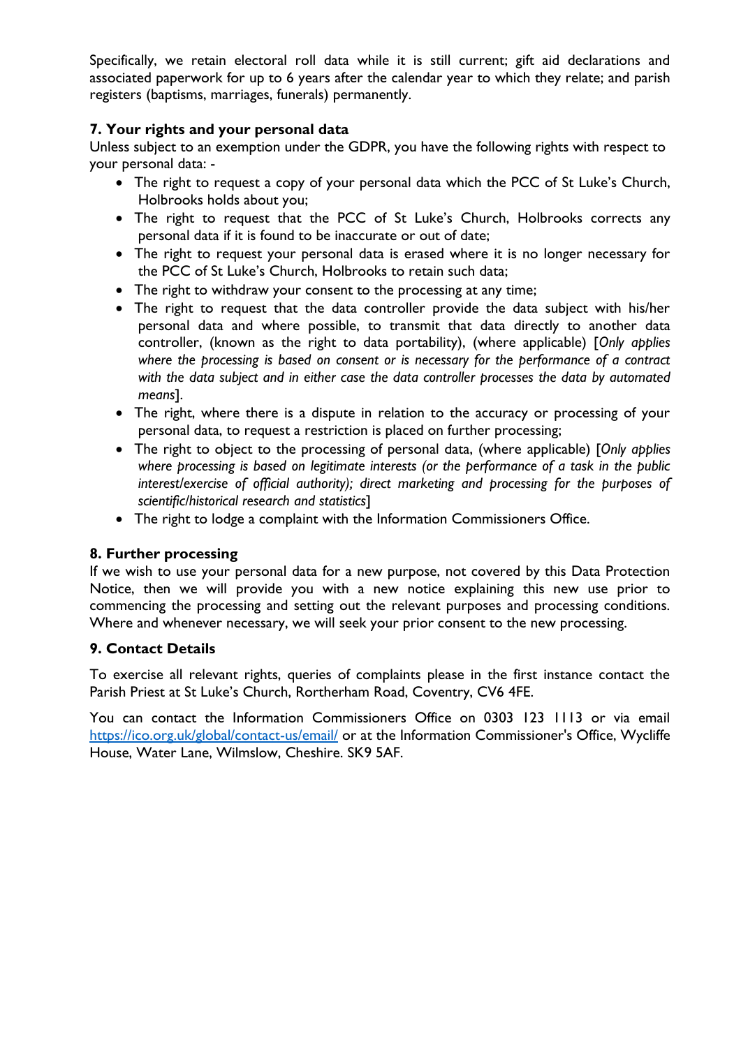Specifically, we retain electoral roll data while it is still current; gift aid declarations and associated paperwork for up to 6 years after the calendar year to which they relate; and parish registers (baptisms, marriages, funerals) permanently.

### 7. Your rights and your personal data

Unless subject to an exemption under the GDPR, you have the following rights with respect to your personal data: -

- The right to request a copy of your personal data which the PCC of St Luke's Church, Holbrooks holds about you;
- The right to request that the PCC of St Luke's Church, Holbrooks corrects any personal data if it is found to be inaccurate or out of date;
- The right to request your personal data is erased where it is no longer necessary for the PCC of St Luke's Church, Holbrooks to retain such data;
- The right to withdraw your consent to the processing at any time;
- The right to request that the data controller provide the data subject with his/her personal data and where possible, to transmit that data directly to another data controller, (known as the right to data portability), (where applicable) [*Only applies where the processing is based on consent or is necessary for the performance of a contract with the data subject and in either case the data controller processes the data by automated means*].
- The right, where there is a dispute in relation to the accuracy or processing of your personal data, to request a restriction is placed on further processing;
- The right to object to the processing of personal data, (where applicable) [*Only applies where processing is based on legitimate interests (or the performance of a task in the public interest/exercise of official authority); direct marketing and processing for the purposes of scientific/historical research and statistics*]
- The right to lodge a complaint with the Information Commissioners Office.

### 8. Further processing

If we wish to use your personal data for a new purpose, not covered by this Data Protection Notice, then we will provide you with a new notice explaining this new use prior to commencing the processing and setting out the relevant purposes and processing conditions. Where and whenever necessary, we will seek your prior consent to the new processing.

### 9. Contact Details

To exercise all relevant rights, queries of complaints please in the first instance contact the Parish Priest at St Luke's Church, Rortherham Road, Coventry, CV6 4FE.

You can contact the Information Commissioners Office on 0303 123 1113 or via email https://ico.org.uk/global/contact-us/email/ or at the Information Commissioner's Office, Wycliffe House, Water Lane, Wilmslow, Cheshire. SK9 5AF.